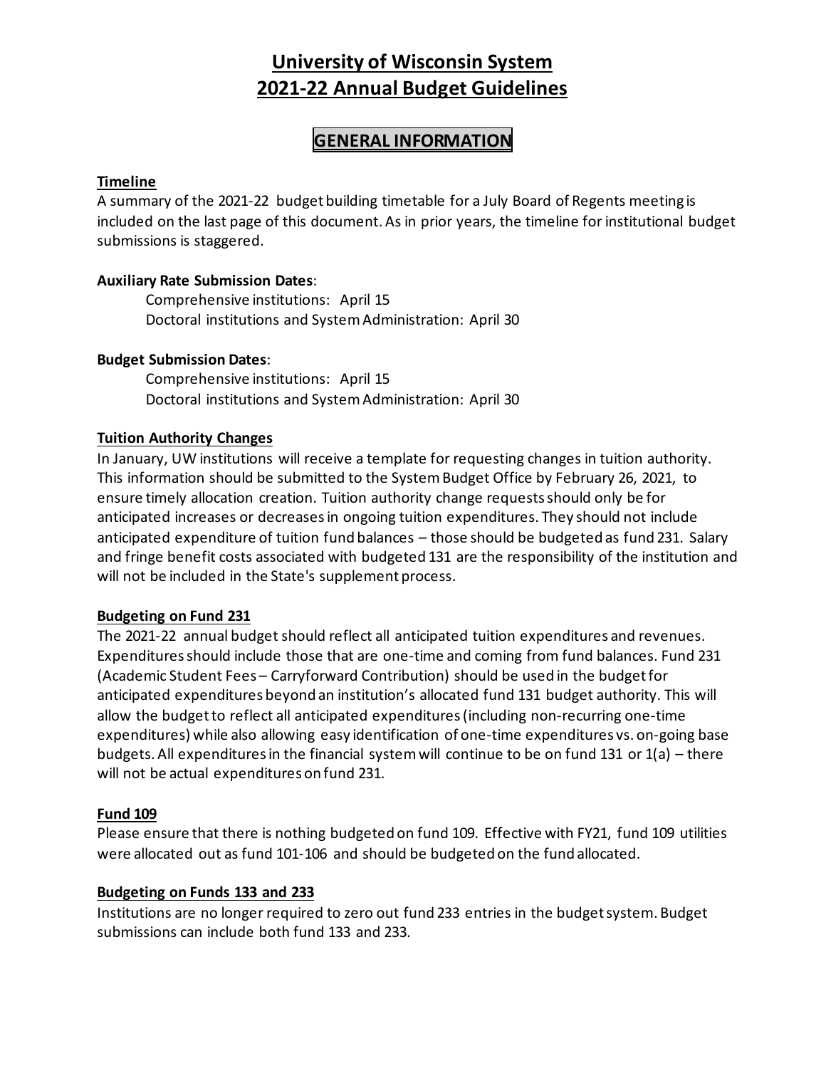# University of Wisconsin System
# 2021-22 Annual Budget Guidelines

## GENERAL INFORMATION

### Timeline

A summary of the 2021-22 budget building timetable for a July Board of Regents meeting is included on the last page of this document. As in prior years, the timeline for institutional budget submissions is staggered.

**Auxiliary Rate Submission Dates**:

Comprehensive institutions: April 15
Doctoral institutions and System Administration: April 30

**Budget Submission Dates**:

Comprehensive institutions: April 15
Doctoral institutions and System Administration: April 30

### Tuition Authority Changes

In January, UW institutions will receive a template for requesting changes in tuition authority. This information should be submitted to the System Budget Office by February 26, 2021, to ensure timely allocation creation. Tuition authority change requests should only be for anticipated increases or decreases in ongoing tuition expenditures. They should not include anticipated expenditure of tuition fund balances – those should be budgeted as fund 231. Salary and fringe benefit costs associated with budgeted 131 are the responsibility of the institution and will not be included in the State's supplement process.

### Budgeting on Fund 231

The 2021-22 annual budget should reflect all anticipated tuition expenditures and revenues. Expenditures should include those that are one-time and coming from fund balances. Fund 231 (Academic Student Fees – Carryforward Contribution) should be used in the budget for anticipated expenditures beyond an institution's allocated fund 131 budget authority. This will allow the budget to reflect all anticipated expenditures (including non-recurring one-time expenditures) while also allowing easy identification of one-time expenditures vs. on-going base budgets. All expenditures in the financial system will continue to be on fund 131 or 1(a) – there will not be actual expenditures on fund 231.

### Fund 109

Please ensure that there is nothing budgeted on fund 109. Effective with FY21, fund 109 utilities were allocated out as fund 101-106 and should be budgeted on the fund allocated.

### Budgeting on Funds 133 and 233

Institutions are no longer required to zero out fund 233 entries in the budget system. Budget submissions can include both fund 133 and 233.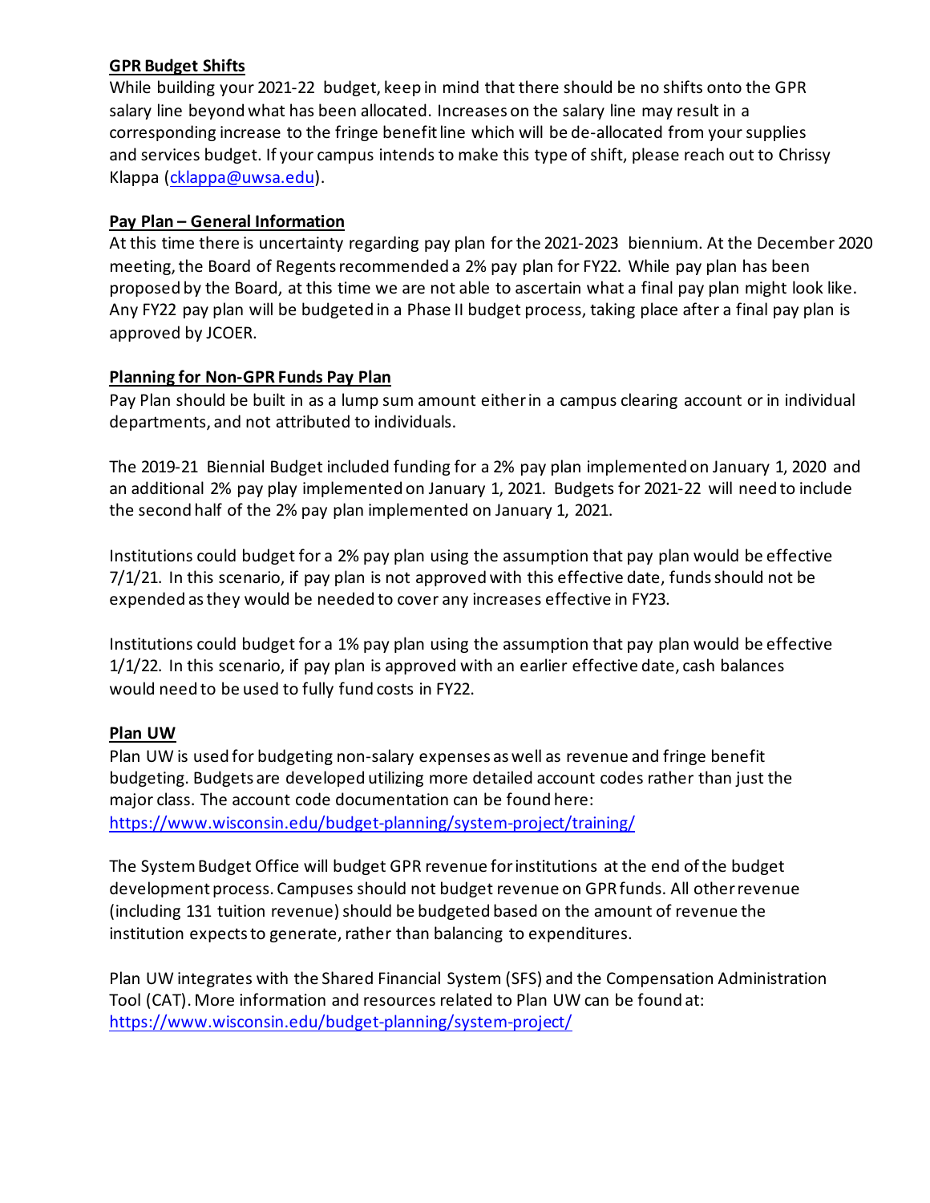**GPR Budget Shifts**

While building your 2021-22 budget, keep in mind that there should be no shifts onto the GPR salary line beyond what has been allocated. Increases on the salary line may result in a corresponding increase to the fringe benefit line which will be de-allocated from your supplies and services budget. If your campus intends to make this type of shift, please reach out to Chrissy Klappa ([cklappa@uwsa.edu](mailto:cklappa@uwsa.edu)).

**Pay Plan – General Information**

At this time there is uncertainty regarding pay plan for the 2021-2023 biennium. At the December 2020 meeting, the Board of Regents recommended a 2% pay plan for FY22. While pay plan has been proposed by the Board, at this time we are not able to ascertain what a final pay plan might look like. Any FY22 pay plan will be budgeted in a Phase II budget process, taking place after a final pay plan is approved by JCOER.

**Planning for Non-GPR Funds Pay Plan**

Pay Plan should be built in as a lump sum amount either in a campus clearing account or in individual departments, and not attributed to individuals.

The 2019-21 Biennial Budget included funding for a 2% pay plan implemented on January 1, 2020 and an additional 2% pay play implemented on January 1, 2021. Budgets for 2021-22 will need to include the second half of the 2% pay plan implemented on January 1, 2021.

Institutions could budget for a 2% pay plan using the assumption that pay plan would be effective 7/1/21. In this scenario, if pay plan is not approved with this effective date, funds should not be expended as they would be needed to cover any increases effective in FY23.

Institutions could budget for a 1% pay plan using the assumption that pay plan would be effective 1/1/22. In this scenario, if pay plan is approved with an earlier effective date, cash balances would need to be used to fully fund costs in FY22.

**Plan UW**

Plan UW is used for budgeting non-salary expenses as well as revenue and fringe benefit budgeting. Budgets are developed utilizing more detailed account codes rather than just the major class. The account code documentation can be found here: [https://www.wisconsin.edu/budget-planning/system-project/training/](https://www.wisconsin.edu/budget-planning/system-project/training/)

The System Budget Office will budget GPR revenue for institutions at the end of the budget development process. Campuses should not budget revenue on GPR funds. All other revenue (including 131 tuition revenue) should be budgeted based on the amount of revenue the institution expects to generate, rather than balancing to expenditures.

Plan UW integrates with the Shared Financial System (SFS) and the Compensation Administration Tool (CAT). More information and resources related to Plan UW can be found at: [https://www.wisconsin.edu/budget-planning/system-project/](https://www.wisconsin.edu/budget-planning/system-project/)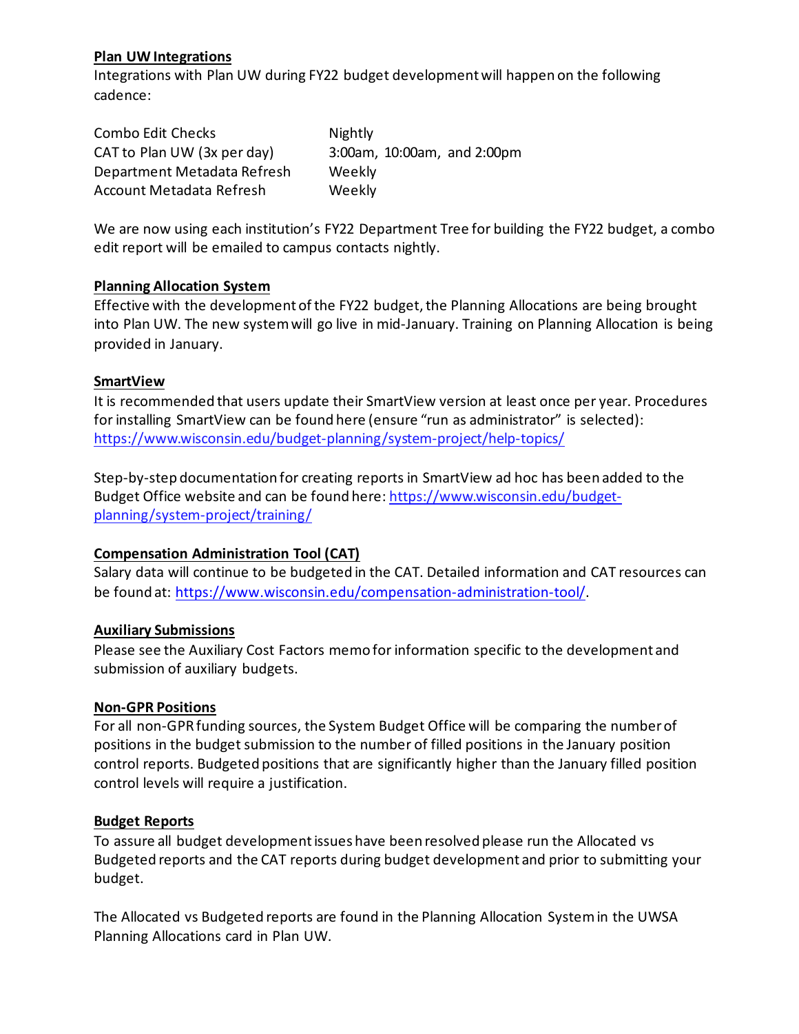**Plan UW Integrations**

Integrations with Plan UW during FY22 budget development will happen on the following cadence:

| | |
|---|---|
| Combo Edit Checks | Nightly |
| CAT to Plan UW (3x per day) | 3:00am, 10:00am, and 2:00pm |
| Department Metadata Refresh | Weekly |
| Account Metadata Refresh | Weekly |

We are now using each institution's FY22 Department Tree for building the FY22 budget, a combo edit report will be emailed to campus contacts nightly.

**Planning Allocation System**

Effective with the development of the FY22 budget, the Planning Allocations are being brought into Plan UW. The new system will go live in mid-January. Training on Planning Allocation is being provided in January.

**SmartView**

It is recommended that users update their SmartView version at least once per year. Procedures for installing SmartView can be found here (ensure "run as administrator" is selected): https://www.wisconsin.edu/budget-planning/system-project/help-topics/

Step-by-step documentation for creating reports in SmartView ad hoc has been added to the Budget Office website and can be found here: https://www.wisconsin.edu/budget-planning/system-project/training/

**Compensation Administration Tool (CAT)**

Salary data will continue to be budgeted in the CAT. Detailed information and CAT resources can be found at: https://www.wisconsin.edu/compensation-administration-tool/.

**Auxiliary Submissions**

Please see the Auxiliary Cost Factors memo for information specific to the development and submission of auxiliary budgets.

**Non-GPR Positions**

For all non-GPR funding sources, the System Budget Office will be comparing the number of positions in the budget submission to the number of filled positions in the January position control reports. Budgeted positions that are significantly higher than the January filled position control levels will require a justification.

**Budget Reports**

To assure all budget development issues have been resolved please run the Allocated vs Budgeted reports and the CAT reports during budget development and prior to submitting your budget.

The Allocated vs Budgeted reports are found in the Planning Allocation System in the UWSA Planning Allocations card in Plan UW.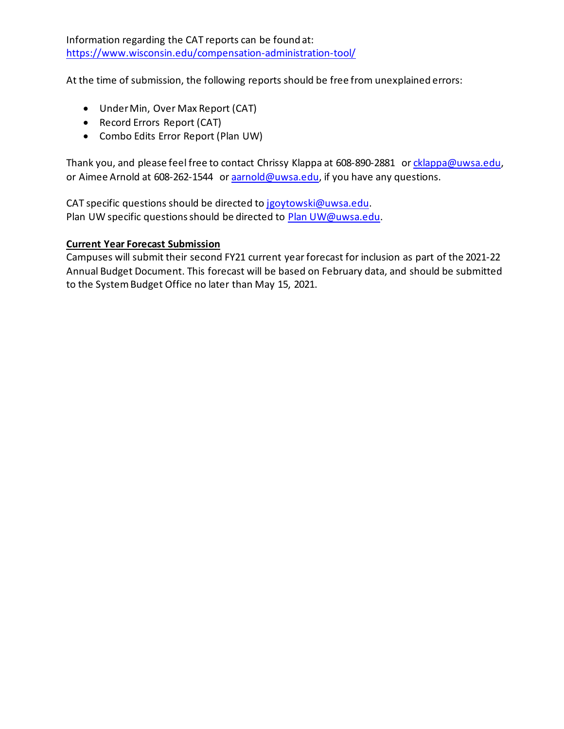Information regarding the CAT reports can be found at:
https://www.wisconsin.edu/compensation-administration-tool/

At the time of submission, the following reports should be free from unexplained errors:

- Under Min, Over Max Report (CAT)
- Record Errors Report (CAT)
- Combo Edits Error Report (Plan UW)

Thank you, and please feel free to contact Chrissy Klappa at 608-890-2881 or cklappa@uwsa.edu, or Aimee Arnold at 608-262-1544 or aarnold@uwsa.edu, if you have any questions.

CAT specific questions should be directed to jgoytowski@uwsa.edu.
Plan UW specific questions should be directed to Plan UW@uwsa.edu.

**Current Year Forecast Submission**

Campuses will submit their second FY21 current year forecast for inclusion as part of the 2021-22 Annual Budget Document. This forecast will be based on February data, and should be submitted to the System Budget Office no later than May 15, 2021.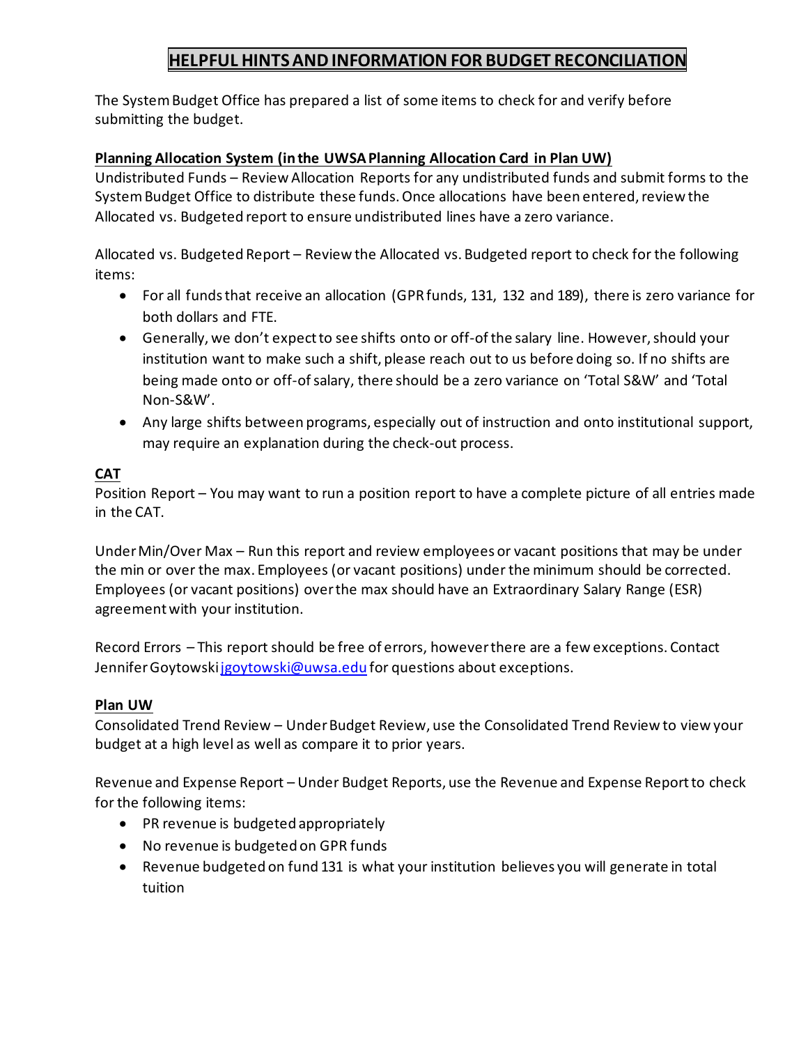# HELPFUL HINTS AND INFORMATION FOR BUDGET RECONCILIATION

The System Budget Office has prepared a list of some items to check for and verify before submitting the budget.

**Planning Allocation System (in the UWSA Planning Allocation Card in Plan UW)**

Undistributed Funds – Review Allocation Reports for any undistributed funds and submit forms to the System Budget Office to distribute these funds. Once allocations have been entered, review the Allocated vs. Budgeted report to ensure undistributed lines have a zero variance.

Allocated vs. Budgeted Report – Review the Allocated vs. Budgeted report to check for the following items:

- For all funds that receive an allocation (GPR funds, 131, 132 and 189), there is zero variance for both dollars and FTE.
- Generally, we don't expect to see shifts onto or off-of the salary line. However, should your institution want to make such a shift, please reach out to us before doing so. If no shifts are being made onto or off-of salary, there should be a zero variance on 'Total S&W' and 'Total Non-S&W'.
- Any large shifts between programs, especially out of instruction and onto institutional support, may require an explanation during the check-out process.

**CAT**

Position Report – You may want to run a position report to have a complete picture of all entries made in the CAT.

Under Min/Over Max – Run this report and review employees or vacant positions that may be under the min or over the max. Employees (or vacant positions) under the minimum should be corrected. Employees (or vacant positions) over the max should have an Extraordinary Salary Range (ESR) agreement with your institution.

Record Errors – This report should be free of errors, however there are a few exceptions. Contact Jennifer Goytowski jgoytowski@uwsa.edu for questions about exceptions.

**Plan UW**

Consolidated Trend Review – Under Budget Review, use the Consolidated Trend Review to view your budget at a high level as well as compare it to prior years.

Revenue and Expense Report – Under Budget Reports, use the Revenue and Expense Report to check for the following items:

- PR revenue is budgeted appropriately
- No revenue is budgeted on GPR funds
- Revenue budgeted on fund 131 is what your institution believes you will generate in total tuition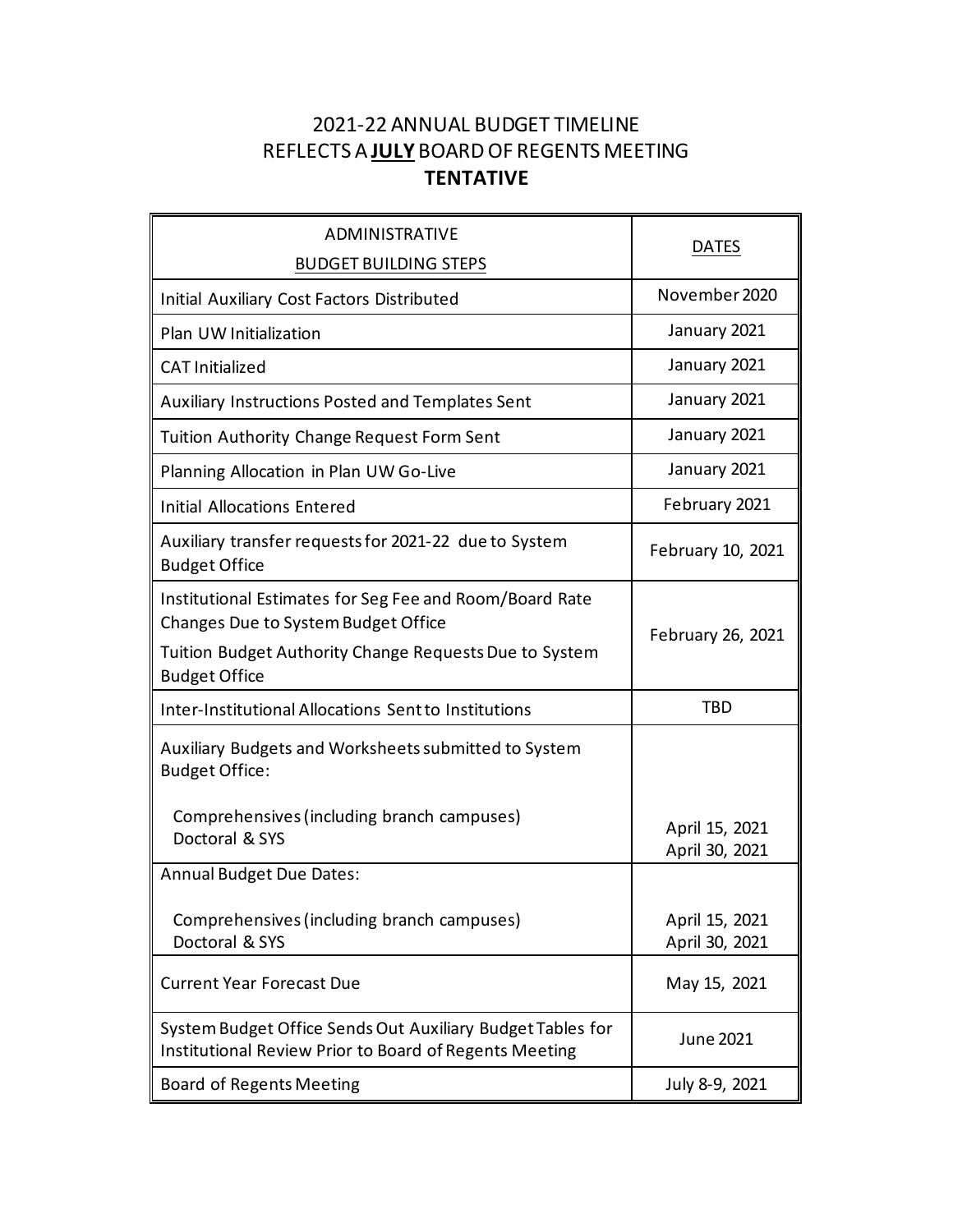# 2021-22 ANNUAL BUDGET TIMELINE
## REFLECTS A **JULY** BOARD OF REGENTS MEETING
## **TENTATIVE**

| ADMINISTRATIVE BUDGET BUILDING STEPS | DATES |
|---|---|
| Initial Auxiliary Cost Factors Distributed | November 2020 |
| Plan UW Initialization | January 2021 |
| CAT Initialized | January 2021 |
| Auxiliary Instructions Posted and Templates Sent | January 2021 |
| Tuition Authority Change Request Form Sent | January 2021 |
| Planning Allocation in Plan UW Go-Live | January 2021 |
| Initial Allocations Entered | February 2021 |
| Auxiliary transfer requests for 2021-22 due to System Budget Office | February 10, 2021 |
| Institutional Estimates for Seg Fee and Room/Board Rate Changes Due to System Budget Office<br>Tuition Budget Authority Change Requests Due to System Budget Office | February 26, 2021 |
| Inter-Institutional Allocations Sent to Institutions | TBD |
| Auxiliary Budgets and Worksheets submitted to System Budget Office:<br>Comprehensives (including branch campuses)<br>Doctoral & SYS | <br>April 15, 2021<br>April 30, 2021 |
| Annual Budget Due Dates:<br>Comprehensives (including branch campuses)<br>Doctoral & SYS | <br>April 15, 2021<br>April 30, 2021 |
| Current Year Forecast Due | May 15, 2021 |
| System Budget Office Sends Out Auxiliary Budget Tables for Institutional Review Prior to Board of Regents Meeting | June 2021 |
| Board of Regents Meeting | July 8-9, 2021 |